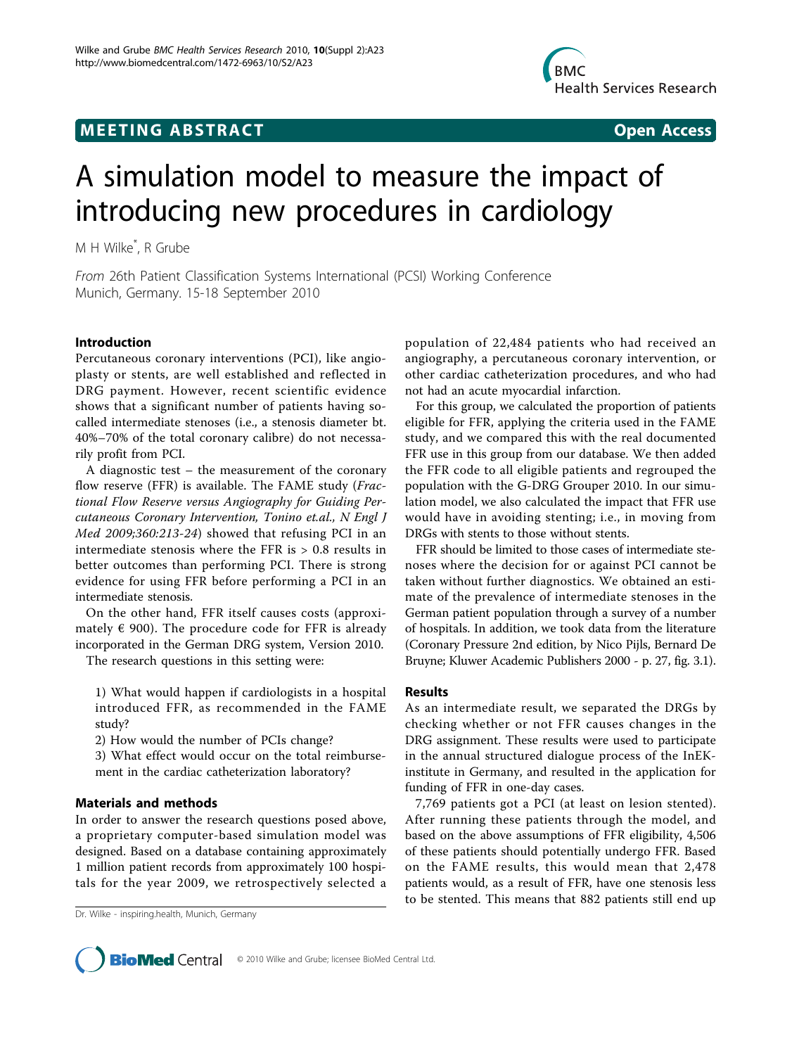MEETING ABSTRACT

Open Access

# A simulation model to measure the impact of introducing new procedures in cardiology

M H Wilke*, R Grube

*From* 26th Patient Classification Systems International (PCSI) Working Conference
Munich, Germany. 15-18 September 2010

## Introduction

Percutaneous coronary interventions (PCI), like angioplasty or stents, are well established and reflected in DRG payment. However, recent scientific evidence shows that a significant number of patients having so-called intermediate stenoses (i.e., a stenosis diameter bt. 40%–70% of the total coronary calibre) do not necessarily profit from PCI.

A diagnostic test – the measurement of the coronary flow reserve (FFR) is available. The FAME study (*Fractional Flow Reserve versus Angiography for Guiding Percutaneous Coronary Intervention, Tonino et.al., N Engl J Med 2009;360:213-24*) showed that refusing PCI in an intermediate stenosis where the FFR is > 0.8 results in better outcomes than performing PCI. There is strong evidence for using FFR before performing a PCI in an intermediate stenosis.

On the other hand, FFR itself causes costs (approximately € 900). The procedure code for FFR is already incorporated in the German DRG system, Version 2010.

The research questions in this setting were:

1) What would happen if cardiologists in a hospital introduced FFR, as recommended in the FAME study?

2) How would the number of PCIs change?

3) What effect would occur on the total reimbursement in the cardiac catheterization laboratory?

## Materials and methods

In order to answer the research questions posed above, a proprietary computer-based simulation model was designed. Based on a database containing approximately 1 million patient records from approximately 100 hospitals for the year 2009, we retrospectively selected a population of 22,484 patients who had received an angiography, a percutaneous coronary intervention, or other cardiac catheterization procedures, and who had not had an acute myocardial infarction.

For this group, we calculated the proportion of patients eligible for FFR, applying the criteria used in the FAME study, and we compared this with the real documented FFR use in this group from our database. We then added the FFR code to all eligible patients and regrouped the population with the G-DRG Grouper 2010. In our simulation model, we also calculated the impact that FFR use would have in avoiding stenting; i.e., in moving from DRGs with stents to those without stents.

FFR should be limited to those cases of intermediate stenoses where the decision for or against PCI cannot be taken without further diagnostics. We obtained an estimate of the prevalence of intermediate stenoses in the German patient population through a survey of a number of hospitals. In addition, we took data from the literature (Coronary Pressure 2nd edition, by Nico Pijls, Bernard De Bruyne; Kluwer Academic Publishers 2000 - p. 27, fig. 3.1).

## Results

As an intermediate result, we separated the DRGs by checking whether or not FFR causes changes in the DRG assignment. These results were used to participate in the annual structured dialogue process of the InEK-institute in Germany, and resulted in the application for funding of FFR in one-day cases.

7,769 patients got a PCI (at least on lesion stented). After running these patients through the model, and based on the above assumptions of FFR eligibility, 4,506 of these patients should potentially undergo FFR. Based on the FAME results, this would mean that 2,478 patients would, as a result of FFR, have one stenosis less to be stented. This means that 882 patients still end up

Dr. Wilke - inspiring.health, Munich, Germany

© 2010 Wilke and Grube; licensee BioMed Central Ltd.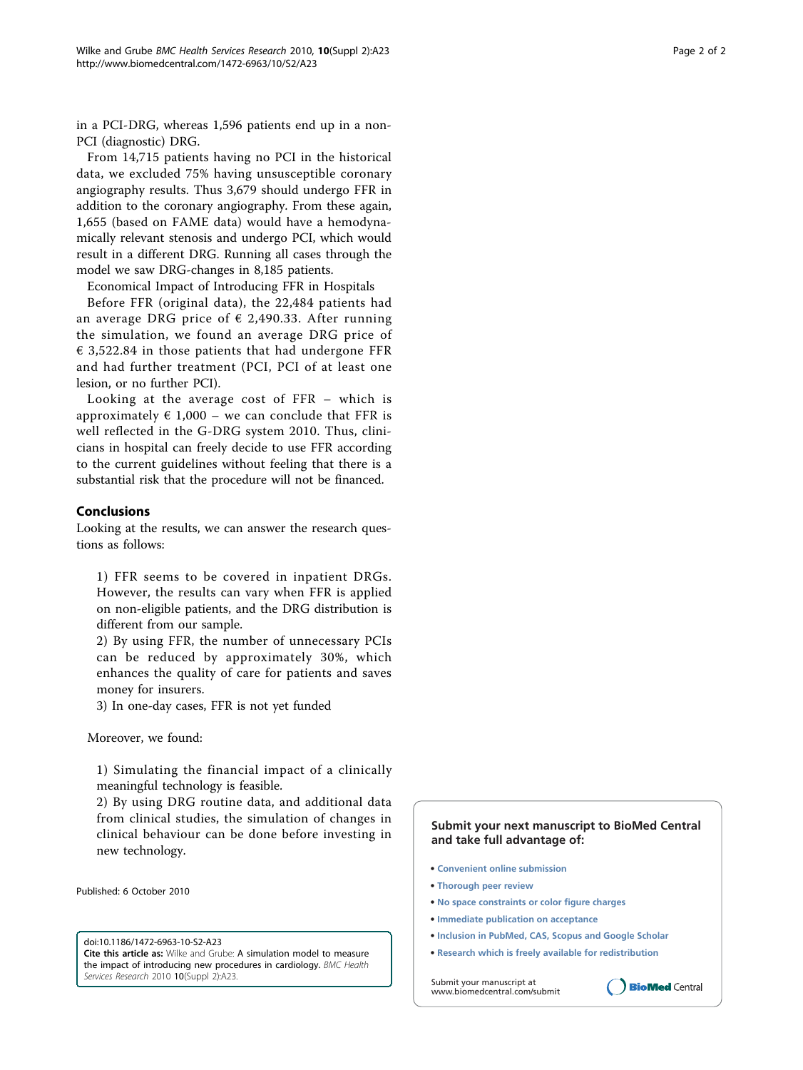in a PCI-DRG, whereas 1,596 patients end up in a non-PCI (diagnostic) DRG.

From 14,715 patients having no PCI in the historical data, we excluded 75% having unsusceptible coronary angiography results. Thus 3,679 should undergo FFR in addition to the coronary angiography. From these again, 1,655 (based on FAME data) would have a hemodynamically relevant stenosis and undergo PCI, which would result in a different DRG. Running all cases through the model we saw DRG-changes in 8,185 patients.

Economical Impact of Introducing FFR in Hospitals

Before FFR (original data), the 22,484 patients had an average DRG price of € 2,490.33. After running the simulation, we found an average DRG price of € 3,522.84 in those patients that had undergone FFR and had further treatment (PCI, PCI of at least one lesion, or no further PCI).

Looking at the average cost of FFR – which is approximately € 1,000 – we can conclude that FFR is well reflected in the G-DRG system 2010. Thus, clinicians in hospital can freely decide to use FFR according to the current guidelines without feeling that there is a substantial risk that the procedure will not be financed.

## Conclusions

Looking at the results, we can answer the research questions as follows:

1) FFR seems to be covered in inpatient DRGs. However, the results can vary when FFR is applied on non-eligible patients, and the DRG distribution is different from our sample.
2) By using FFR, the number of unnecessary PCIs can be reduced by approximately 30%, which enhances the quality of care for patients and saves money for insurers.
3) In one-day cases, FFR is not yet funded

Moreover, we found:

1) Simulating the financial impact of a clinically meaningful technology is feasible.
2) By using DRG routine data, and additional data from clinical studies, the simulation of changes in clinical behaviour can be done before investing in new technology.

Published: 6 October 2010

doi:10.1186/1472-6963-10-S2-A23
**Cite this article as:** Wilke and Grube: A simulation model to measure the impact of introducing new procedures in cardiology. *BMC Health Services Research* 2010 **10**(Suppl 2):A23.

**Submit your next manuscript to BioMed Central and take full advantage of:**

- Convenient online submission
- Thorough peer review
- No space constraints or color figure charges
- Immediate publication on acceptance
- Inclusion in PubMed, CAS, Scopus and Google Scholar
- Research which is freely available for redistribution

Submit your manuscript at
www.biomedcentral.com/submit